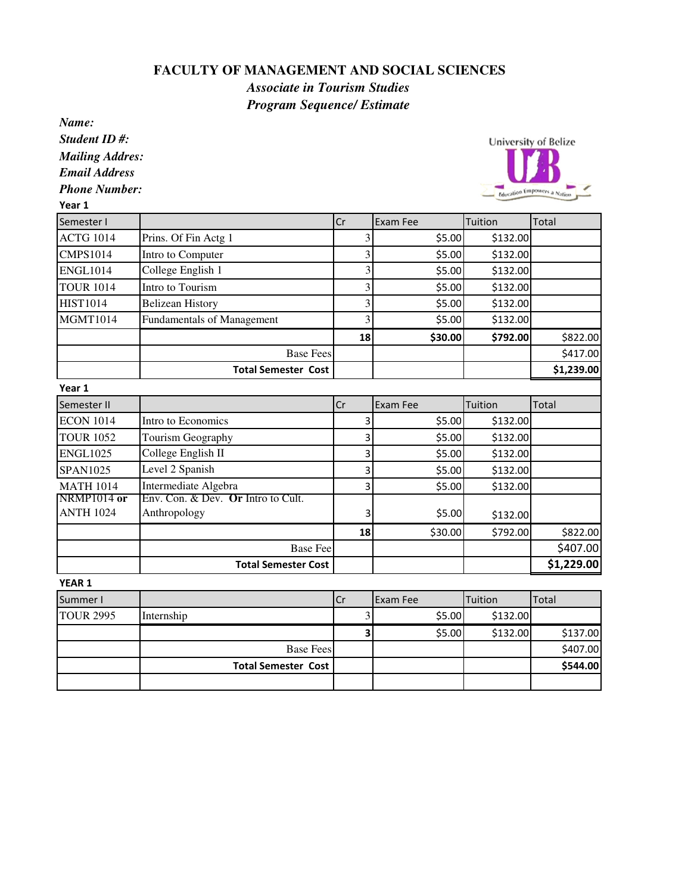# FACULTY OF MANAGEMENT AND SOCIAL SCIENCES

## *Associate in Tourism Studies*

## *Program Sequence/ Estimate*

***Name:***

***Student ID #:***

***Mailing Addres:***

***Email Address***

***Phone Number:***

**Year 1**

| Semester I | | Cr | Exam Fee | Tuition | Total |
|---|---|---|---|---|---|
| ACTG 1014 | Prins. Of Fin Actg 1 | 3 | $5.00 | $132.00 | |
| CMPS1014 | Intro to Computer | 3 | $5.00 | $132.00 | |
| ENGL1014 | College English 1 | 3 | $5.00 | $132.00 | |
| TOUR 1014 | Intro to Tourism | 3 | $5.00 | $132.00 | |
| HIST1014 | Belizean History | 3 | $5.00 | $132.00 | |
| MGMT1014 | Fundamentals of Management | 3 | $5.00 | $132.00 | |
| | | **18** | **$30.00** | **$792.00** | $822.00 |
| | Base Fees | | | | $417.00 |
| | **Total Semester Cost** | | | | **$1,239.00** |

**Year 1**

| Semester II | | Cr | Exam Fee | Tuition | Total |
|---|---|---|---|---|---|
| ECON 1014 | Intro to Economics | 3 | $5.00 | $132.00 | |
| TOUR 1052 | Tourism Geography | 3 | $5.00 | $132.00 | |
| ENGL1025 | College English II | 3 | $5.00 | $132.00 | |
| SPAN1025 | Level 2 Spanish | 3 | $5.00 | $132.00 | |
| MATH 1014 | Intermediate Algebra | 3 | $5.00 | $132.00 | |
| NRMP1014 **or** ANTH 1024 | Env. Con. & Dev. **Or** Intro to Cult. Anthropology | 3 | $5.00 | $132.00 | |
| | | **18** | $30.00 | $792.00 | $822.00 |
| | Base Fee | | | | $407.00 |
| | **Total Semester Cost** | | | | **$1,229.00** |

**YEAR 1**

| Summer I | | Cr | Exam Fee | Tuition | Total |
|---|---|---|---|---|---|
| TOUR 2995 | Internship | 3 | $5.00 | $132.00 | |
| | | **3** | $5.00 | $132.00 | $137.00 |
| | Base Fees | | | | $407.00 |
| | **Total Semester Cost** | | | | **$544.00** |
| | | | | | |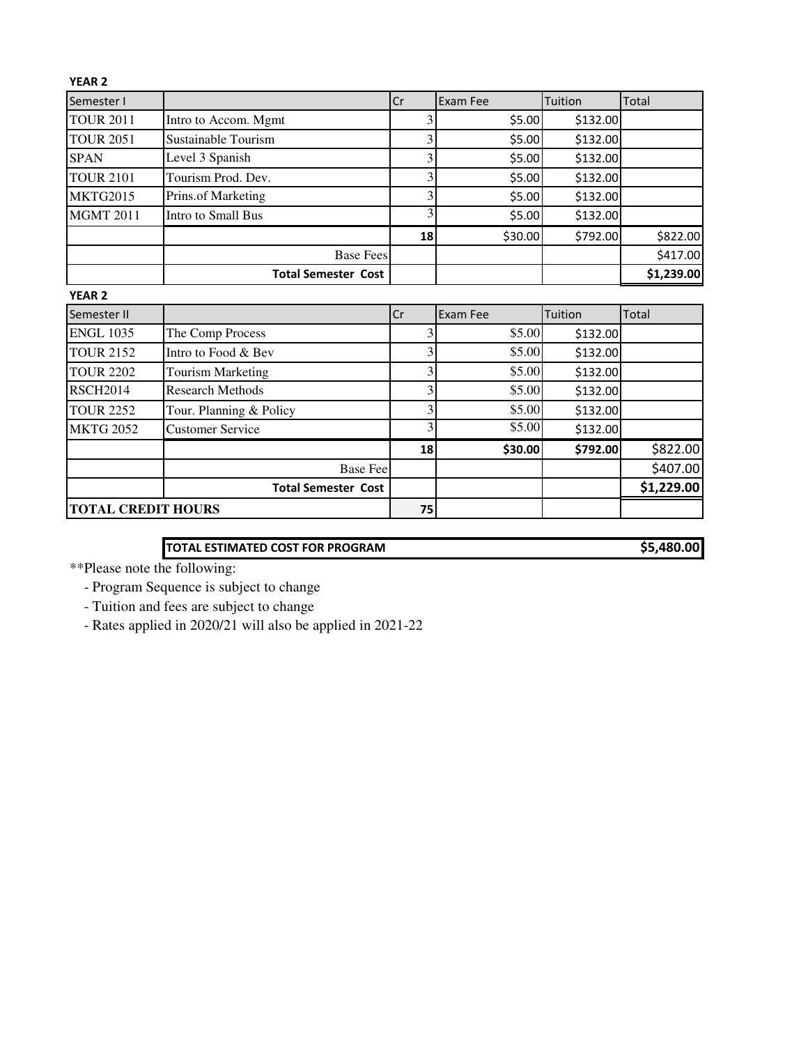**YEAR 2**

| Semester I | | Cr | Exam Fee | Tuition | Total |
|---|---|---|---|---|---|
| TOUR 2011 | Intro to Accom. Mgmt | 3 | $5.00 | $132.00 | |
| TOUR 2051 | Sustainable Tourism | 3 | $5.00 | $132.00 | |
| SPAN | Level 3 Spanish | 3 | $5.00 | $132.00 | |
| TOUR 2101 | Tourism Prod. Dev. | 3 | $5.00 | $132.00 | |
| MKTG2015 | Prins.of Marketing | 3 | $5.00 | $132.00 | |
| MGMT 2011 | Intro to Small Bus | 3 | $5.00 | $132.00 | |
| | | **18** | $30.00 | $792.00 | $822.00 |
| | Base Fees | | | | $417.00 |
| | **Total Semester Cost** | | | | **$1,239.00** |

**YEAR 2**

| Semester II | | Cr | Exam Fee | Tuition | Total |
|---|---|---|---|---|---|
| ENGL 1035 | The Comp Process | 3 | $5.00 | $132.00 | |
| TOUR 2152 | Intro to Food & Bev | 3 | $5.00 | $132.00 | |
| TOUR 2202 | Tourism Marketing | 3 | $5.00 | $132.00 | |
| RSCH2014 | Research Methods | 3 | $5.00 | $132.00 | |
| TOUR 2252 | Tour. Planning & Policy | 3 | $5.00 | $132.00 | |
| MKTG 2052 | Customer Service | 3 | $5.00 | $132.00 | |
| | | **18** | **$30.00** | **$792.00** | $822.00 |
| | Base Fee | | | | $407.00 |
| | **Total Semester Cost** | | | | **$1,229.00** |
| **TOTAL CREDIT HOURS** | | **75** | | | |

| | |
|---|---|
| **TOTAL ESTIMATED COST FOR PROGRAM** | **$5,480.00** |

**Please note the following:
- Program Sequence is subject to change
- Tuition and fees are subject to change
- Rates applied in 2020/21 will also be applied in 2021-22